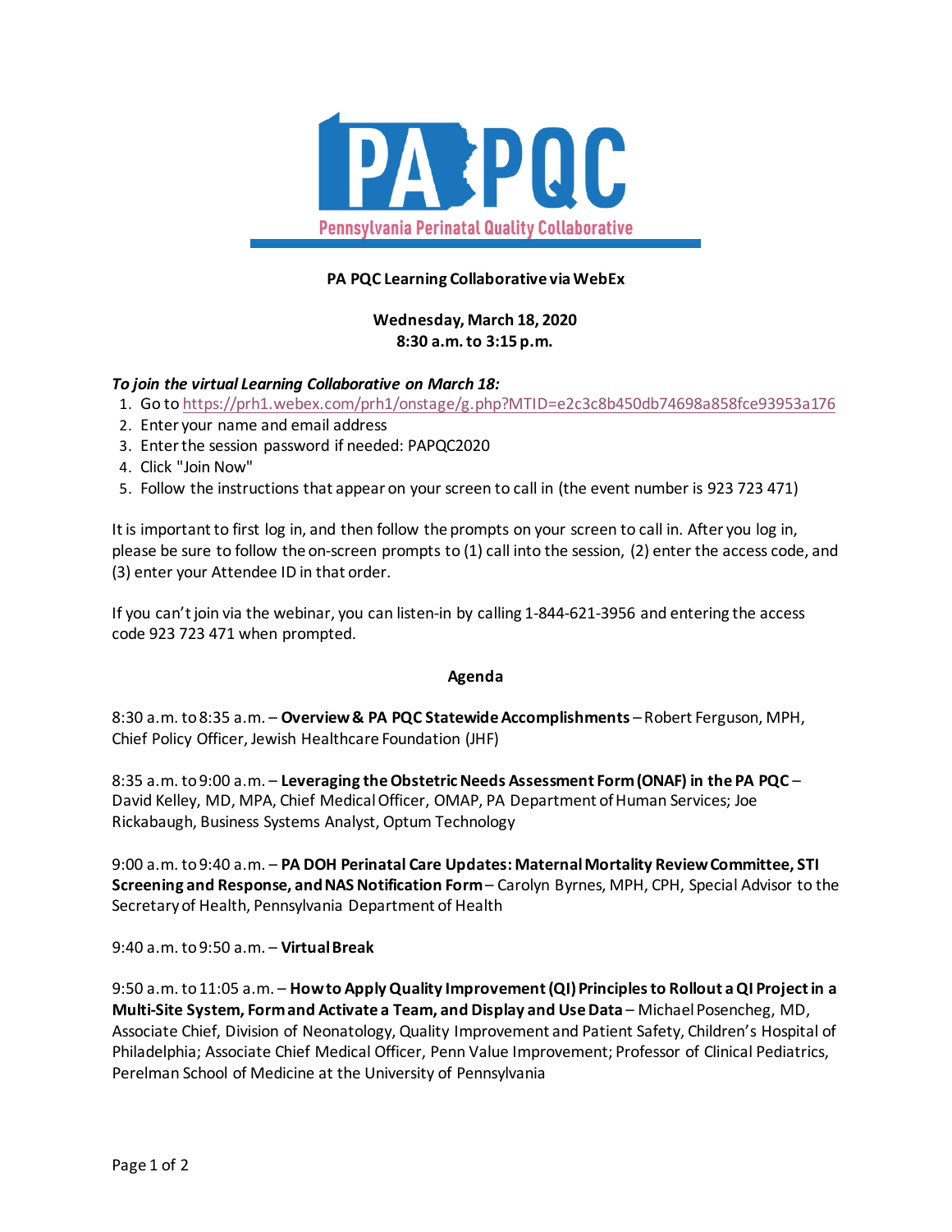# PA PQC

Pennsylvania Perinatal Quality Collaborative

**PA PQC Learning Collaborative via WebEx**

**Wednesday, March 18, 2020**
**8:30 a.m. to 3:15 p.m.**

***To join the virtual Learning Collaborative on March 18:***

1. Go to https://prh1.webex.com/prh1/onstage/g.php?MTID=e2c3c8b450db74698a858fce93953a176
2. Enter your name and email address
3. Enter the session password if needed: PAPQC2020
4. Click "Join Now"
5. Follow the instructions that appear on your screen to call in (the event number is 923 723 471)

It is important to first log in, and then follow the prompts on your screen to call in. After you log in, please be sure to follow the on-screen prompts to (1) call into the session, (2) enter the access code, and (3) enter your Attendee ID in that order.

If you can't join via the webinar, you can listen-in by calling 1-844-621-3956 and entering the access code 923 723 471 when prompted.

**Agenda**

8:30 a.m. to 8:35 a.m. – **Overview & PA PQC Statewide Accomplishments** – Robert Ferguson, MPH, Chief Policy Officer, Jewish Healthcare Foundation (JHF)

8:35 a.m. to 9:00 a.m. – **Leveraging the Obstetric Needs Assessment Form (ONAF) in the PA PQC** – David Kelley, MD, MPA, Chief Medical Officer, OMAP, PA Department of Human Services; Joe Rickabaugh, Business Systems Analyst, Optum Technology

9:00 a.m. to 9:40 a.m. – **PA DOH Perinatal Care Updates: Maternal Mortality Review Committee, STI Screening and Response, and NAS Notification Form** – Carolyn Byrnes, MPH, CPH, Special Advisor to the Secretary of Health, Pennsylvania Department of Health

9:40 a.m. to 9:50 a.m. – **Virtual Break**

9:50 a.m. to 11:05 a.m. – **How to Apply Quality Improvement (QI) Principles to Rollout a QI Project in a Multi-Site System, Form and Activate a Team, and Display and Use Data** – Michael Posencheg, MD, Associate Chief, Division of Neonatology, Quality Improvement and Patient Safety, Children's Hospital of Philadelphia; Associate Chief Medical Officer, Penn Value Improvement; Professor of Clinical Pediatrics, Perelman School of Medicine at the University of Pennsylvania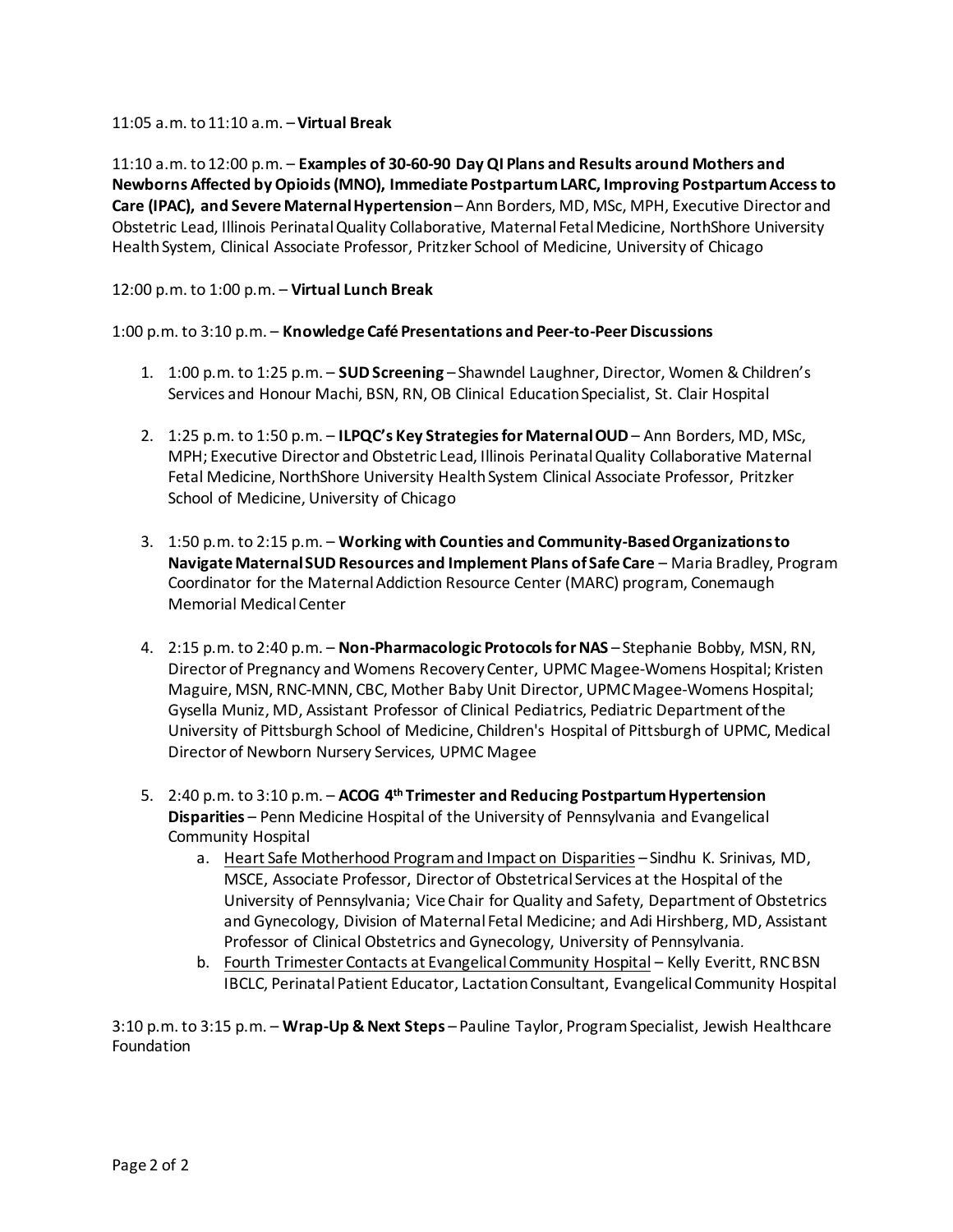11:05 a.m. to 11:10 a.m. – **Virtual Break**

11:10 a.m. to 12:00 p.m. – **Examples of 30-60-90 Day QI Plans and Results around Mothers and Newborns Affected by Opioids (MNO), Immediate Postpartum LARC, Improving Postpartum Access to Care (IPAC), and Severe Maternal Hypertension** – Ann Borders, MD, MSc, MPH, Executive Director and Obstetric Lead, Illinois Perinatal Quality Collaborative, Maternal Fetal Medicine, NorthShore University Health System, Clinical Associate Professor, Pritzker School of Medicine, University of Chicago

12:00 p.m. to 1:00 p.m. – **Virtual Lunch Break**

1:00 p.m. to 3:10 p.m. – **Knowledge Café Presentations and Peer-to-Peer Discussions**

1. 1:00 p.m. to 1:25 p.m. – **SUD Screening** – Shawndel Laughner, Director, Women & Children's Services and Honour Machi, BSN, RN, OB Clinical Education Specialist, St. Clair Hospital

2. 1:25 p.m. to 1:50 p.m. – **ILPQC's Key Strategies for Maternal OUD** – Ann Borders, MD, MSc, MPH; Executive Director and Obstetric Lead, Illinois Perinatal Quality Collaborative Maternal Fetal Medicine, NorthShore University Health System Clinical Associate Professor, Pritzker School of Medicine, University of Chicago

3. 1:50 p.m. to 2:15 p.m. – **Working with Counties and Community-Based Organizations to Navigate Maternal SUD Resources and Implement Plans of Safe Care** – Maria Bradley, Program Coordinator for the Maternal Addiction Resource Center (MARC) program, Conemaugh Memorial Medical Center

4. 2:15 p.m. to 2:40 p.m. – **Non-Pharmacologic Protocols for NAS** – Stephanie Bobby, MSN, RN, Director of Pregnancy and Womens Recovery Center, UPMC Magee-Womens Hospital; Kristen Maguire, MSN, RNC-MNN, CBC, Mother Baby Unit Director, UPMC Magee-Womens Hospital; Gysella Muniz, MD, Assistant Professor of Clinical Pediatrics, Pediatric Department of the University of Pittsburgh School of Medicine, Children's Hospital of Pittsburgh of UPMC, Medical Director of Newborn Nursery Services, UPMC Magee

5. 2:40 p.m. to 3:10 p.m. – **ACOG 4th Trimester and Reducing Postpartum Hypertension Disparities** – Penn Medicine Hospital of the University of Pennsylvania and Evangelical Community Hospital
   a. Heart Safe Motherhood Program and Impact on Disparities – Sindhu K. Srinivas, MD, MSCE, Associate Professor, Director of Obstetrical Services at the Hospital of the University of Pennsylvania; Vice Chair for Quality and Safety, Department of Obstetrics and Gynecology, Division of Maternal Fetal Medicine; and Adi Hirshberg, MD, Assistant Professor of Clinical Obstetrics and Gynecology, University of Pennsylvania.
   b. Fourth Trimester Contacts at Evangelical Community Hospital – Kelly Everitt, RNC BSN IBCLC, Perinatal Patient Educator, Lactation Consultant, Evangelical Community Hospital

3:10 p.m. to 3:15 p.m. – **Wrap-Up & Next Steps** – Pauline Taylor, Program Specialist, Jewish Healthcare Foundation